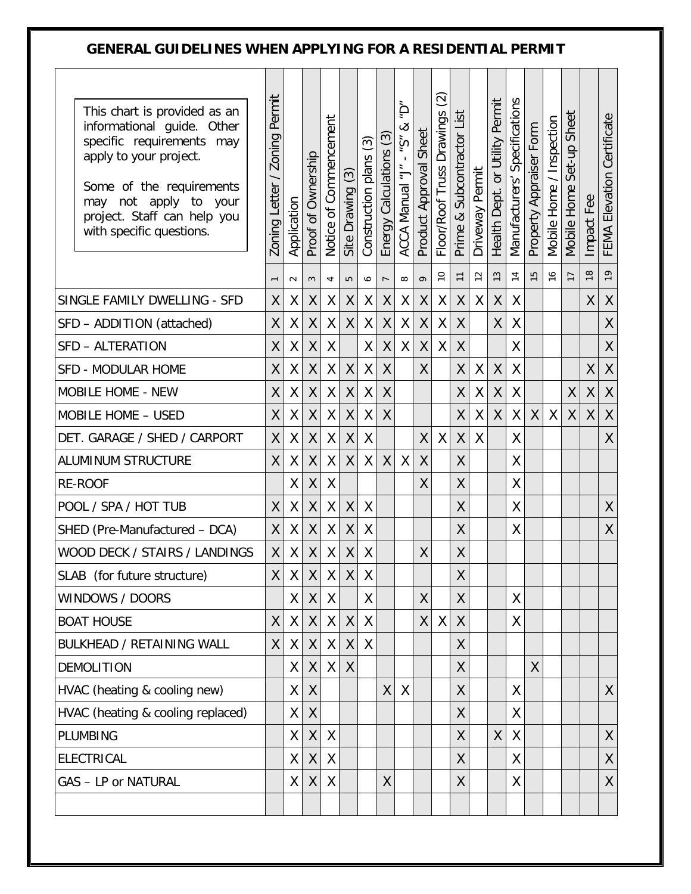# GENERAL GUIDELINES WHEN APPLYING FOR A RESIDENTIAL PERMIT

> This chart is provided as an informational guide. Other specific requirements may apply to your project.
>
> Some of the requirements may not apply to your project. Staff can help you with specific questions.

| | Zoning Letter / Zoning Permit | Application | Proof of Ownership | Notice of Commencement | Site Drawing (3) | Construction plans (3) | Energy Calculations (3) | ACCA Manual "J" - "S" & "D" | Product Approval Sheet | Floor/Roof Truss Drawings (2) | Prime & Subcontractor List | Driveway Permit | Health Dept. or Utility Permit | Manufacturers' Specifications | Property Appraiser Form | Mobile Home / Inspection | Mobile Home Set-up Sheet | Impact Fee | FEMA Elevation Certificate |
|---|---|---|---|---|---|---|---|---|---|---|---|---|---|---|---|---|---|---|---|
| | 1 | 2 | 3 | 4 | 5 | 6 | 7 | 8 | 9 | 10 | 11 | 12 | 13 | 14 | 15 | 16 | 17 | 18 | 19 |
| SINGLE FAMILY DWELLING - SFD | X | X | X | X | X | X | X | X | X | X | X | X | X | X | | | | X | X |
| SFD – ADDITION (attached) | X | X | X | X | X | X | X | X | X | X | X | | X | X | | | | | X |
| SFD – ALTERATION | X | X | X | X | | X | X | X | X | X | X | | | X | | | | | X |
| SFD - MODULAR HOME | X | X | X | X | X | X | X | | X | | X | X | X | X | | | | X | X |
| MOBILE HOME - NEW | X | X | X | X | X | X | X | | | | X | X | X | X | | | X | X | X |
| MOBILE HOME – USED | X | X | X | X | X | X | X | | | | X | X | X | X | X | X | X | X | X |
| DET. GARAGE / SHED / CARPORT | X | X | X | X | X | X | | | X | X | X | X | | X | | | | | X |
| ALUMINUM STRUCTURE | X | X | X | X | X | X | X | X | X | | X | | | X | | | | | |
| RE-ROOF | | X | X | X | | | | | X | | X | | | X | | | | | |
| POOL / SPA / HOT TUB | X | X | X | X | X | X | | | | | X | | | X | | | | | X |
| SHED (Pre-Manufactured – DCA) | X | X | X | X | X | X | | | | | X | | | X | | | | | X |
| WOOD DECK / STAIRS / LANDINGS | X | X | X | X | X | X | | | X | | X | | | | | | | | |
| SLAB (for future structure) | X | X | X | X | X | X | | | | | X | | | | | | | | |
| WINDOWS / DOORS | | X | X | X | | X | | | X | | X | | | X | | | | | |
| BOAT HOUSE | X | X | X | X | X | X | | | X | X | X | | | X | | | | | |
| BULKHEAD / RETAINING WALL | X | X | X | X | X | X | | | | | X | | | | | | | | |
| DEMOLITION | | X | X | X | X | | | | | | X | | | | X | | | | |
| HVAC (heating & cooling new) | | X | X | | | | X | X | | | X | | | X | | | | | X |
| HVAC (heating & cooling replaced) | | X | X | | | | | | | | X | | | X | | | | | |
| PLUMBING | | X | X | X | | | | | | | X | | X | X | | | | | X |
| ELECTRICAL | | X | X | X | | | | | | | X | | | X | | | | | X |
| GAS – LP or NATURAL | | X | X | X | | | X | | | | X | | | X | | | | | X |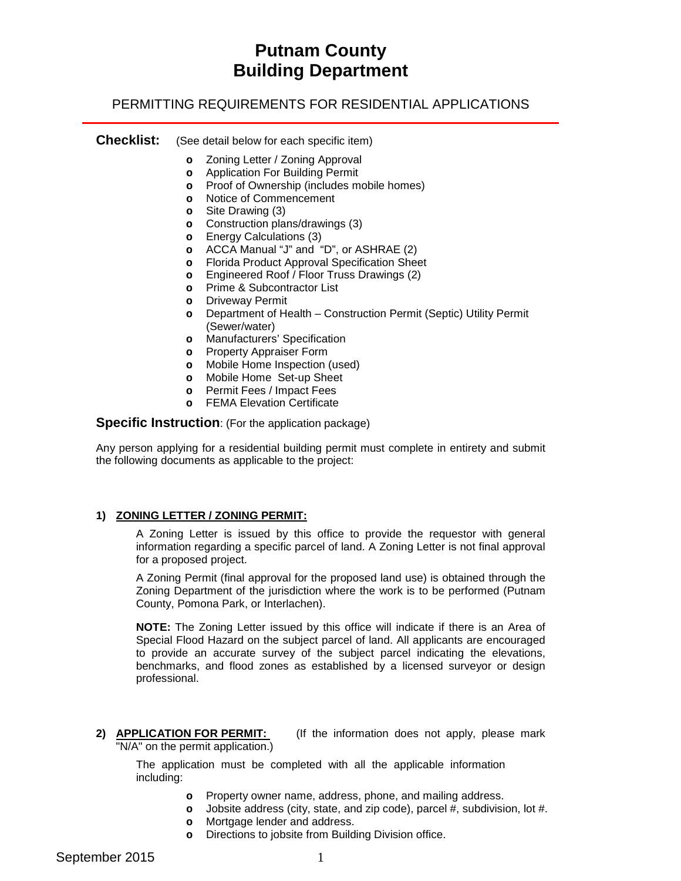# Putnam County
# Building Department

## PERMITTING REQUIREMENTS FOR RESIDENTIAL APPLICATIONS

**Checklist:** (See detail below for each specific item)

- Zoning Letter / Zoning Approval
- Application For Building Permit
- Proof of Ownership (includes mobile homes)
- Notice of Commencement
- Site Drawing (3)
- Construction plans/drawings (3)
- Energy Calculations (3)
- ACCA Manual "J" and "D", or ASHRAE (2)
- Florida Product Approval Specification Sheet
- Engineered Roof / Floor Truss Drawings (2)
- Prime & Subcontractor List
- Driveway Permit
- Department of Health – Construction Permit (Septic) Utility Permit (Sewer/water)
- Manufacturers' Specification
- Property Appraiser Form
- Mobile Home Inspection (used)
- Mobile Home Set-up Sheet
- Permit Fees / Impact Fees
- FEMA Elevation Certificate

**Specific Instruction**: (For the application package)

Any person applying for a residential building permit must complete in entirety and submit the following documents as applicable to the project:

**1) ZONING LETTER / ZONING PERMIT:**

A Zoning Letter is issued by this office to provide the requestor with general information regarding a specific parcel of land. A Zoning Letter is not final approval for a proposed project.

A Zoning Permit (final approval for the proposed land use) is obtained through the Zoning Department of the jurisdiction where the work is to be performed (Putnam County, Pomona Park, or Interlachen).

**NOTE:** The Zoning Letter issued by this office will indicate if there is an Area of Special Flood Hazard on the subject parcel of land. All applicants are encouraged to provide an accurate survey of the subject parcel indicating the elevations, benchmarks, and flood zones as established by a licensed surveyor or design professional.

**2) APPLICATION FOR PERMIT:** (If the information does not apply, please mark "N/A" on the permit application.)

The application must be completed with all the applicable information including:

- Property owner name, address, phone, and mailing address.
- Jobsite address (city, state, and zip code), parcel #, subdivision, lot #.
- Mortgage lender and address.
- Directions to jobsite from Building Division office.

September 2015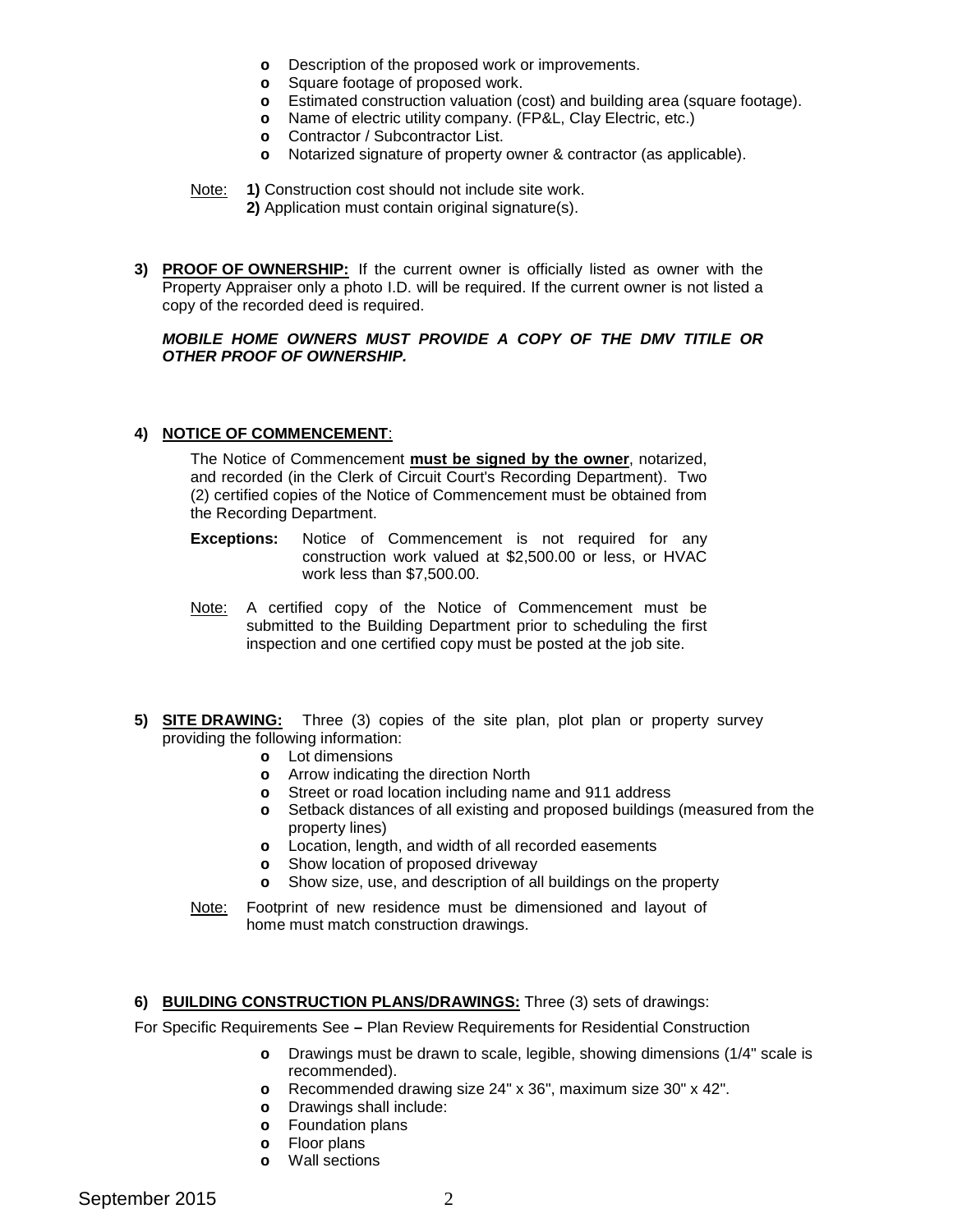- Description of the proposed work or improvements.
- Square footage of proposed work.
- Estimated construction valuation (cost) and building area (square footage).
- Name of electric utility company. (FP&L, Clay Electric, etc.)
- Contractor / Subcontractor List.
- Notarized signature of property owner & contractor (as applicable).

Note: **1)** Construction cost should not include site work.
**2)** Application must contain original signature(s).

**3) PROOF OF OWNERSHIP:** If the current owner is officially listed as owner with the Property Appraiser only a photo I.D. will be required. If the current owner is not listed a copy of the recorded deed is required.

***MOBILE HOME OWNERS MUST PROVIDE A COPY OF THE DMV TITILE OR OTHER PROOF OF OWNERSHIP.***

**4) NOTICE OF COMMENCEMENT**:

The Notice of Commencement **must be signed by the owner**, notarized, and recorded (in the Clerk of Circuit Court's Recording Department). Two (2) certified copies of the Notice of Commencement must be obtained from the Recording Department.

**Exceptions:** Notice of Commencement is not required for any construction work valued at $2,500.00 or less, or HVAC work less than $7,500.00.

Note: A certified copy of the Notice of Commencement must be submitted to the Building Department prior to scheduling the first inspection and one certified copy must be posted at the job site.

**5) SITE DRAWING:** Three (3) copies of the site plan, plot plan or property survey providing the following information:

- Lot dimensions
- Arrow indicating the direction North
- Street or road location including name and 911 address
- Setback distances of all existing and proposed buildings (measured from the property lines)
- Location, length, and width of all recorded easements
- Show location of proposed driveway
- Show size, use, and description of all buildings on the property

Note: Footprint of new residence must be dimensioned and layout of home must match construction drawings.

**6) BUILDING CONSTRUCTION PLANS/DRAWINGS:** Three (3) sets of drawings:

For Specific Requirements See **–** Plan Review Requirements for Residential Construction

- Drawings must be drawn to scale, legible, showing dimensions (1/4" scale is recommended).
- Recommended drawing size 24" x 36", maximum size 30" x 42".
- Drawings shall include:
- Foundation plans
- Floor plans
- Wall sections

September 2015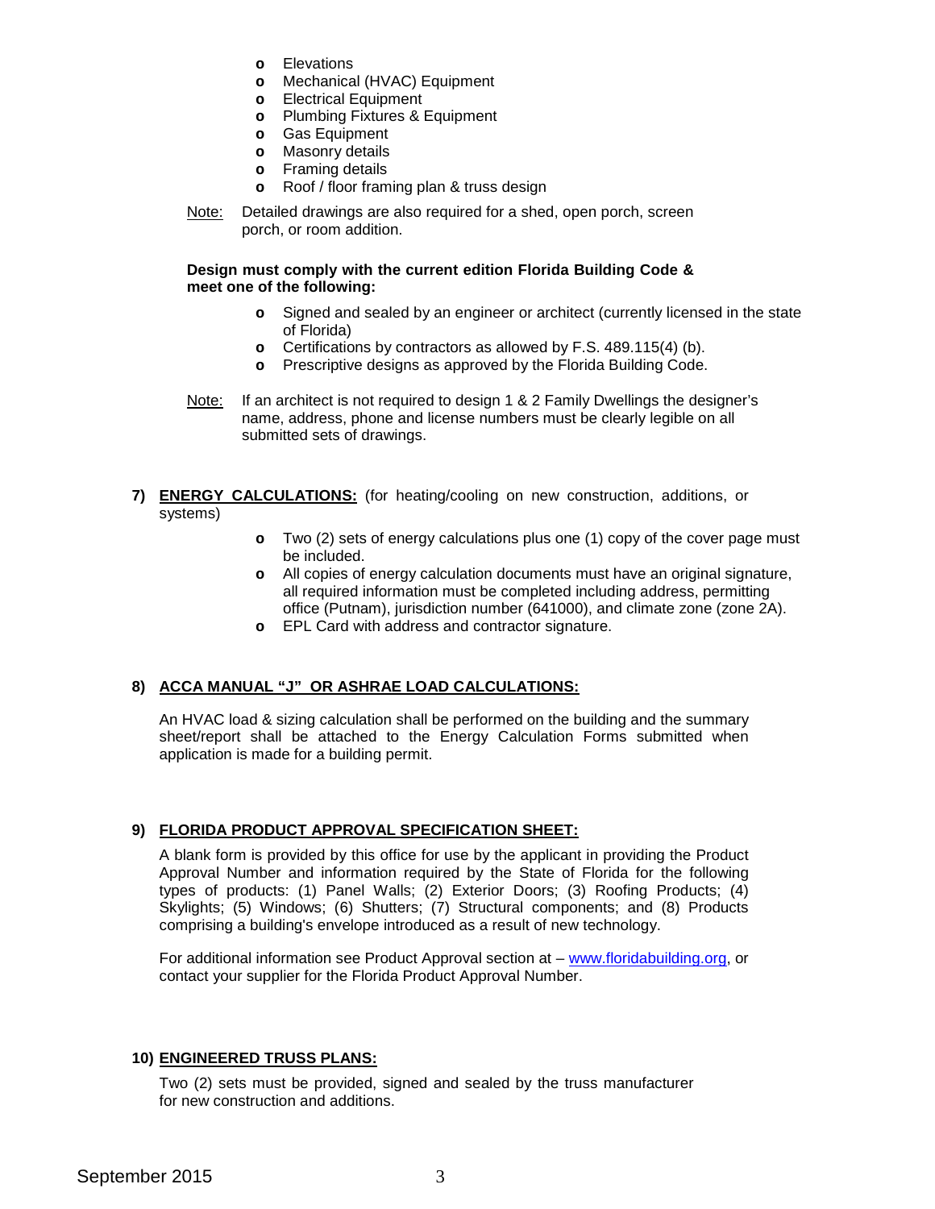- Elevations
- Mechanical (HVAC) Equipment
- Electrical Equipment
- Plumbing Fixtures & Equipment
- Gas Equipment
- Masonry details
- Framing details
- Roof / floor framing plan & truss design

Note: Detailed drawings are also required for a shed, open porch, screen porch, or room addition.

**Design must comply with the current edition Florida Building Code & meet one of the following:**

- Signed and sealed by an engineer or architect (currently licensed in the state of Florida)
- Certifications by contractors as allowed by F.S. 489.115(4) (b).
- Prescriptive designs as approved by the Florida Building Code.

Note: If an architect is not required to design 1 & 2 Family Dwellings the designer's name, address, phone and license numbers must be clearly legible on all submitted sets of drawings.

**7) ENERGY CALCULATIONS:** (for heating/cooling on new construction, additions, or systems)

- Two (2) sets of energy calculations plus one (1) copy of the cover page must be included.
- All copies of energy calculation documents must have an original signature, all required information must be completed including address, permitting office (Putnam), jurisdiction number (641000), and climate zone (zone 2A).
- EPL Card with address and contractor signature.

**8) ACCA MANUAL "J" OR ASHRAE LOAD CALCULATIONS:**

An HVAC load & sizing calculation shall be performed on the building and the summary sheet/report shall be attached to the Energy Calculation Forms submitted when application is made for a building permit.

**9) FLORIDA PRODUCT APPROVAL SPECIFICATION SHEET:**

A blank form is provided by this office for use by the applicant in providing the Product Approval Number and information required by the State of Florida for the following types of products: (1) Panel Walls; (2) Exterior Doors; (3) Roofing Products; (4) Skylights; (5) Windows; (6) Shutters; (7) Structural components; and (8) Products comprising a building's envelope introduced as a result of new technology.

For additional information see Product Approval section at – www.floridabuilding.org, or contact your supplier for the Florida Product Approval Number.

**10) ENGINEERED TRUSS PLANS:**

Two (2) sets must be provided, signed and sealed by the truss manufacturer for new construction and additions.

September 2015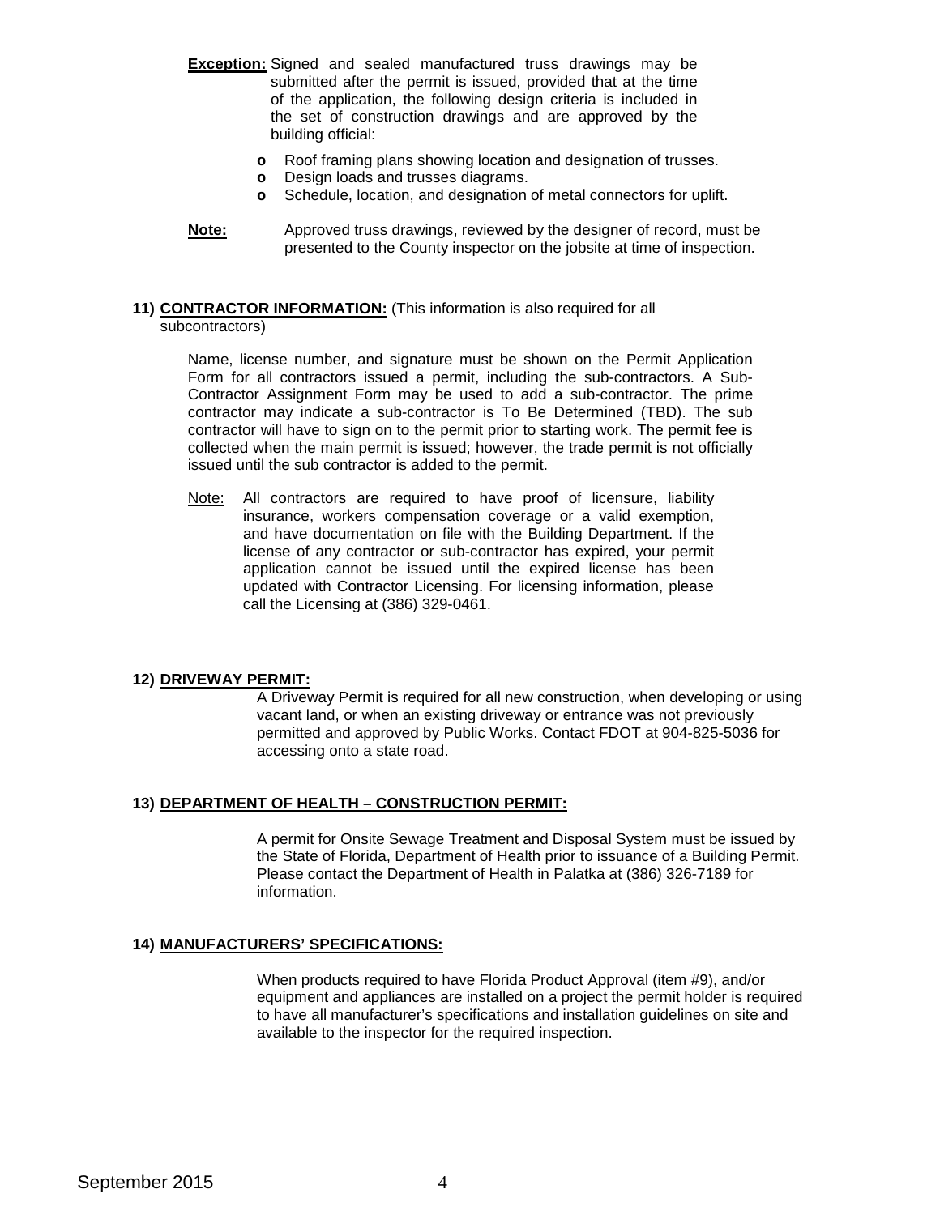**Exception:** Signed and sealed manufactured truss drawings may be submitted after the permit is issued, provided that at the time of the application, the following design criteria is included in the set of construction drawings and are approved by the building official:

- Roof framing plans showing location and designation of trusses.
- Design loads and trusses diagrams.
- Schedule, location, and designation of metal connectors for uplift.

**Note:** Approved truss drawings, reviewed by the designer of record, must be presented to the County inspector on the jobsite at time of inspection.

**11) CONTRACTOR INFORMATION:** (This information is also required for all subcontractors)

Name, license number, and signature must be shown on the Permit Application Form for all contractors issued a permit, including the sub-contractors. A Sub-Contractor Assignment Form may be used to add a sub-contractor. The prime contractor may indicate a sub-contractor is To Be Determined (TBD). The sub contractor will have to sign on to the permit prior to starting work. The permit fee is collected when the main permit is issued; however, the trade permit is not officially issued until the sub contractor is added to the permit.

Note: All contractors are required to have proof of licensure, liability insurance, workers compensation coverage or a valid exemption, and have documentation on file with the Building Department. If the license of any contractor or sub-contractor has expired, your permit application cannot be issued until the expired license has been updated with Contractor Licensing. For licensing information, please call the Licensing at (386) 329-0461.

**12) DRIVEWAY PERMIT:**

A Driveway Permit is required for all new construction, when developing or using vacant land, or when an existing driveway or entrance was not previously permitted and approved by Public Works. Contact FDOT at 904-825-5036 for accessing onto a state road.

**13) DEPARTMENT OF HEALTH – CONSTRUCTION PERMIT:**

A permit for Onsite Sewage Treatment and Disposal System must be issued by the State of Florida, Department of Health prior to issuance of a Building Permit. Please contact the Department of Health in Palatka at (386) 326-7189 for information.

**14) MANUFACTURERS' SPECIFICATIONS:**

When products required to have Florida Product Approval (item #9), and/or equipment and appliances are installed on a project the permit holder is required to have all manufacturer's specifications and installation guidelines on site and available to the inspector for the required inspection.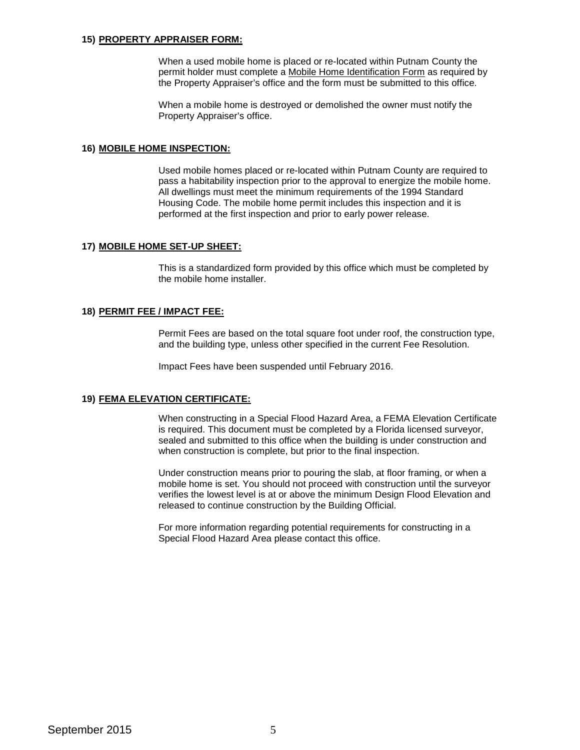**15) PROPERTY APPRAISER FORM:**

When a used mobile home is placed or re-located within Putnam County the permit holder must complete a Mobile Home Identification Form as required by the Property Appraiser's office and the form must be submitted to this office.

When a mobile home is destroyed or demolished the owner must notify the Property Appraiser's office.

**16) MOBILE HOME INSPECTION:**

Used mobile homes placed or re-located within Putnam County are required to pass a habitability inspection prior to the approval to energize the mobile home. All dwellings must meet the minimum requirements of the 1994 Standard Housing Code. The mobile home permit includes this inspection and it is performed at the first inspection and prior to early power release.

**17) MOBILE HOME SET-UP SHEET:**

This is a standardized form provided by this office which must be completed by the mobile home installer.

**18) PERMIT FEE / IMPACT FEE:**

Permit Fees are based on the total square foot under roof, the construction type, and the building type, unless other specified in the current Fee Resolution.

Impact Fees have been suspended until February 2016.

**19) FEMA ELEVATION CERTIFICATE:**

When constructing in a Special Flood Hazard Area, a FEMA Elevation Certificate is required. This document must be completed by a Florida licensed surveyor, sealed and submitted to this office when the building is under construction and when construction is complete, but prior to the final inspection.

Under construction means prior to pouring the slab, at floor framing, or when a mobile home is set. You should not proceed with construction until the surveyor verifies the lowest level is at or above the minimum Design Flood Elevation and released to continue construction by the Building Official.

For more information regarding potential requirements for constructing in a Special Flood Hazard Area please contact this office.